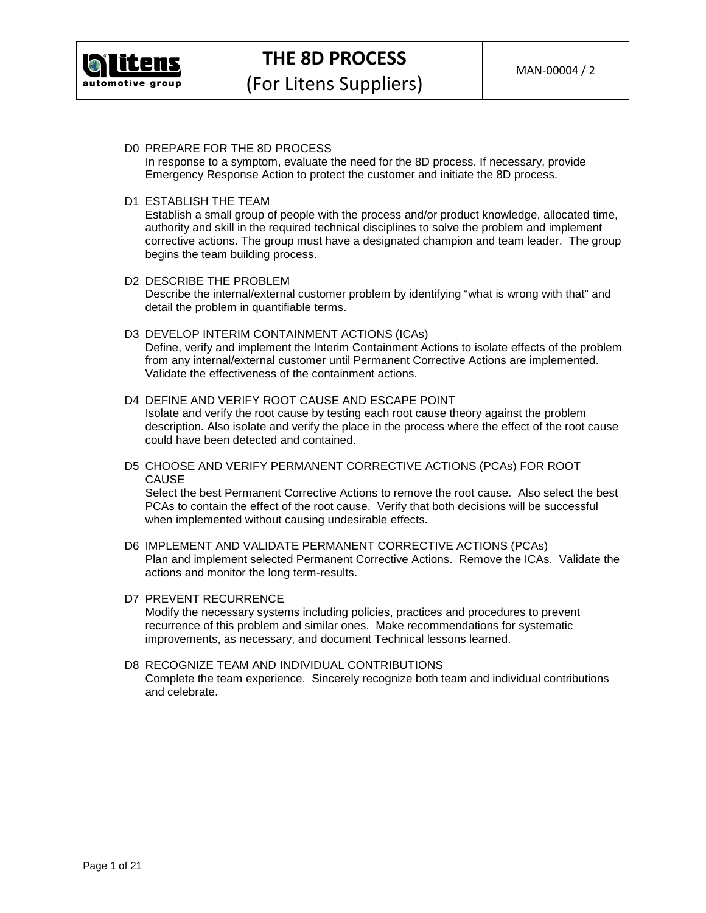# THE 8D PROCESS

## (For Litens Suppliers)

MAN-00004 / 2

**D0 PREPARE FOR THE 8D PROCESS**
In response to a symptom, evaluate the need for the 8D process. If necessary, provide Emergency Response Action to protect the customer and initiate the 8D process.

**D1 ESTABLISH THE TEAM**
Establish a small group of people with the process and/or product knowledge, allocated time, authority and skill in the required technical disciplines to solve the problem and implement corrective actions. The group must have a designated champion and team leader. The group begins the team building process.

**D2 DESCRIBE THE PROBLEM**
Describe the internal/external customer problem by identifying "what is wrong with that" and detail the problem in quantifiable terms.

**D3 DEVELOP INTERIM CONTAINMENT ACTIONS (ICAs)**
Define, verify and implement the Interim Containment Actions to isolate effects of the problem from any internal/external customer until Permanent Corrective Actions are implemented. Validate the effectiveness of the containment actions.

**D4 DEFINE AND VERIFY ROOT CAUSE AND ESCAPE POINT**
Isolate and verify the root cause by testing each root cause theory against the problem description. Also isolate and verify the place in the process where the effect of the root cause could have been detected and contained.

**D5 CHOOSE AND VERIFY PERMANENT CORRECTIVE ACTIONS (PCAs) FOR ROOT CAUSE**
Select the best Permanent Corrective Actions to remove the root cause. Also select the best PCAs to contain the effect of the root cause. Verify that both decisions will be successful when implemented without causing undesirable effects.

**D6 IMPLEMENT AND VALIDATE PERMANENT CORRECTIVE ACTIONS (PCAs)**
Plan and implement selected Permanent Corrective Actions. Remove the ICAs. Validate the actions and monitor the long term-results.

**D7 PREVENT RECURRENCE**
Modify the necessary systems including policies, practices and procedures to prevent recurrence of this problem and similar ones. Make recommendations for systematic improvements, as necessary, and document Technical lessons learned.

**D8 RECOGNIZE TEAM AND INDIVIDUAL CONTRIBUTIONS**
Complete the team experience. Sincerely recognize both team and individual contributions and celebrate.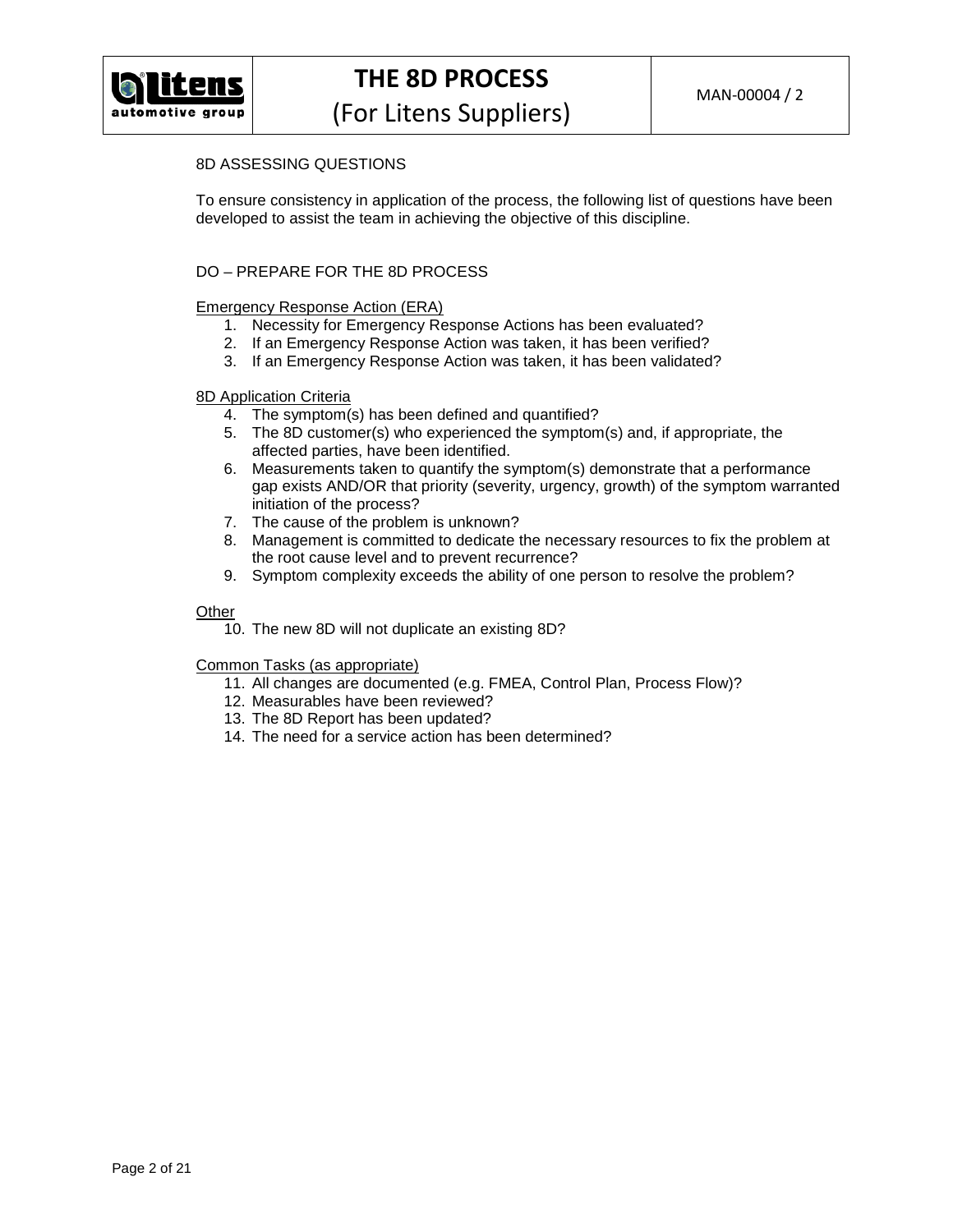## 8D ASSESSING QUESTIONS

To ensure consistency in application of the process, the following list of questions have been developed to assist the team in achieving the objective of this discipline.

### DO – PREPARE FOR THE 8D PROCESS

Emergency Response Action (ERA)

1. Necessity for Emergency Response Actions has been evaluated?
2. If an Emergency Response Action was taken, it has been verified?
3. If an Emergency Response Action was taken, it has been validated?

8D Application Criteria

4. The symptom(s) has been defined and quantified?
5. The 8D customer(s) who experienced the symptom(s) and, if appropriate, the affected parties, have been identified.
6. Measurements taken to quantify the symptom(s) demonstrate that a performance gap exists AND/OR that priority (severity, urgency, growth) of the symptom warranted initiation of the process?
7. The cause of the problem is unknown?
8. Management is committed to dedicate the necessary resources to fix the problem at the root cause level and to prevent recurrence?
9. Symptom complexity exceeds the ability of one person to resolve the problem?

Other

10. The new 8D will not duplicate an existing 8D?

Common Tasks (as appropriate)

11. All changes are documented (e.g. FMEA, Control Plan, Process Flow)?
12. Measurables have been reviewed?
13. The 8D Report has been updated?
14. The need for a service action has been determined?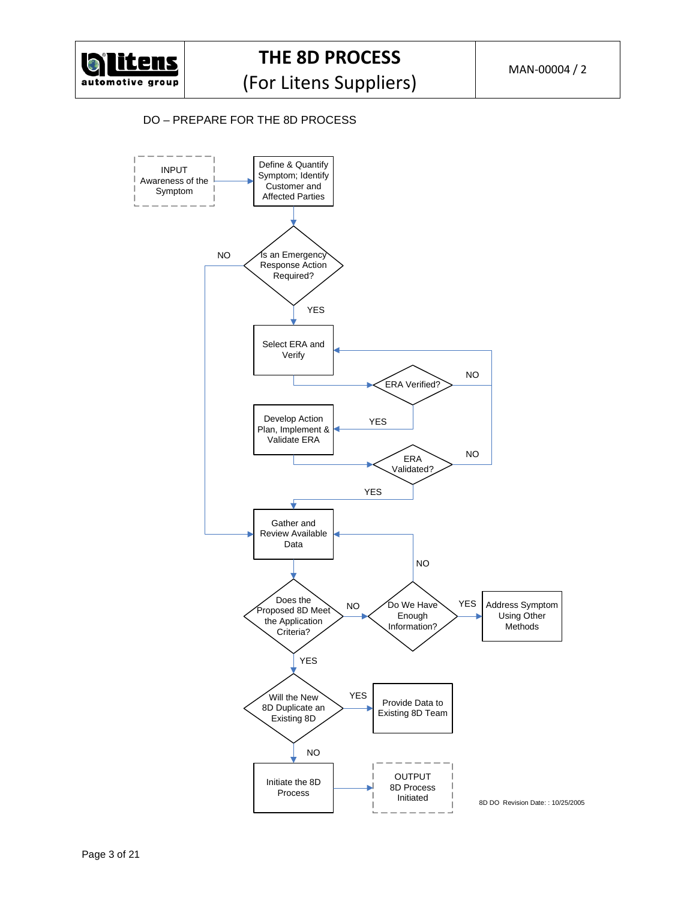DO – PREPARE FOR THE 8D PROCESS

INPUT Awareness of the Symptom

Define & Quantify Symptom; Identify Customer and Affected Parties

Is an Emergency Response Action Required?

NO

YES

Select ERA and Verify

ERA Verified?

NO

YES

Develop Action Plan, Implement & Validate ERA

ERA Validated?

NO

YES

Gather and Review Available Data

NO

Does the Proposed 8D Meet the Application Criteria?

NO

Do We Have Enough Information?

YES

Address Symptom Using Other Methods

YES

Will the New 8D Duplicate an Existing 8D

YES

Provide Data to Existing 8D Team

NO

Initiate the 8D Process

OUTPUT 8D Process Initiated

8D DO Revision Date: : 10/25/2005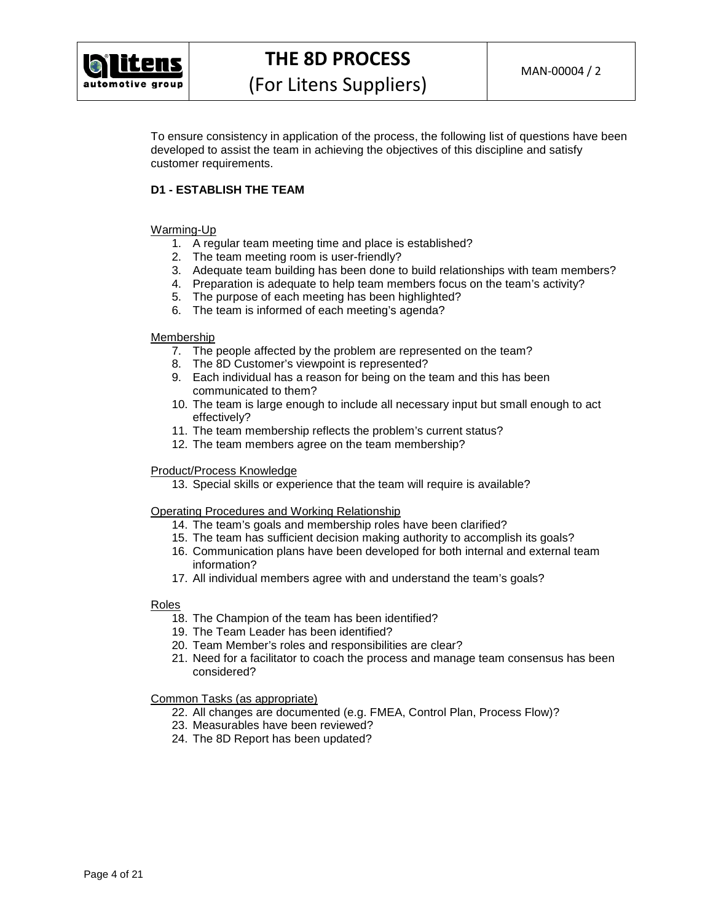To ensure consistency in application of the process, the following list of questions have been developed to assist the team in achieving the objectives of this discipline and satisfy customer requirements.

**D1 - ESTABLISH THE TEAM**

Warming-Up

1. A regular team meeting time and place is established?
2. The team meeting room is user-friendly?
3. Adequate team building has been done to build relationships with team members?
4. Preparation is adequate to help team members focus on the team's activity?
5. The purpose of each meeting has been highlighted?
6. The team is informed of each meeting's agenda?

Membership

7. The people affected by the problem are represented on the team?
8. The 8D Customer's viewpoint is represented?
9. Each individual has a reason for being on the team and this has been communicated to them?
10. The team is large enough to include all necessary input but small enough to act effectively?
11. The team membership reflects the problem's current status?
12. The team members agree on the team membership?

Product/Process Knowledge

13. Special skills or experience that the team will require is available?

Operating Procedures and Working Relationship

14. The team's goals and membership roles have been clarified?
15. The team has sufficient decision making authority to accomplish its goals?
16. Communication plans have been developed for both internal and external team information?
17. All individual members agree with and understand the team's goals?

Roles

18. The Champion of the team has been identified?
19. The Team Leader has been identified?
20. Team Member's roles and responsibilities are clear?
21. Need for a facilitator to coach the process and manage team consensus has been considered?

Common Tasks (as appropriate)

22. All changes are documented (e.g. FMEA, Control Plan, Process Flow)?
23. Measurables have been reviewed?
24. The 8D Report has been updated?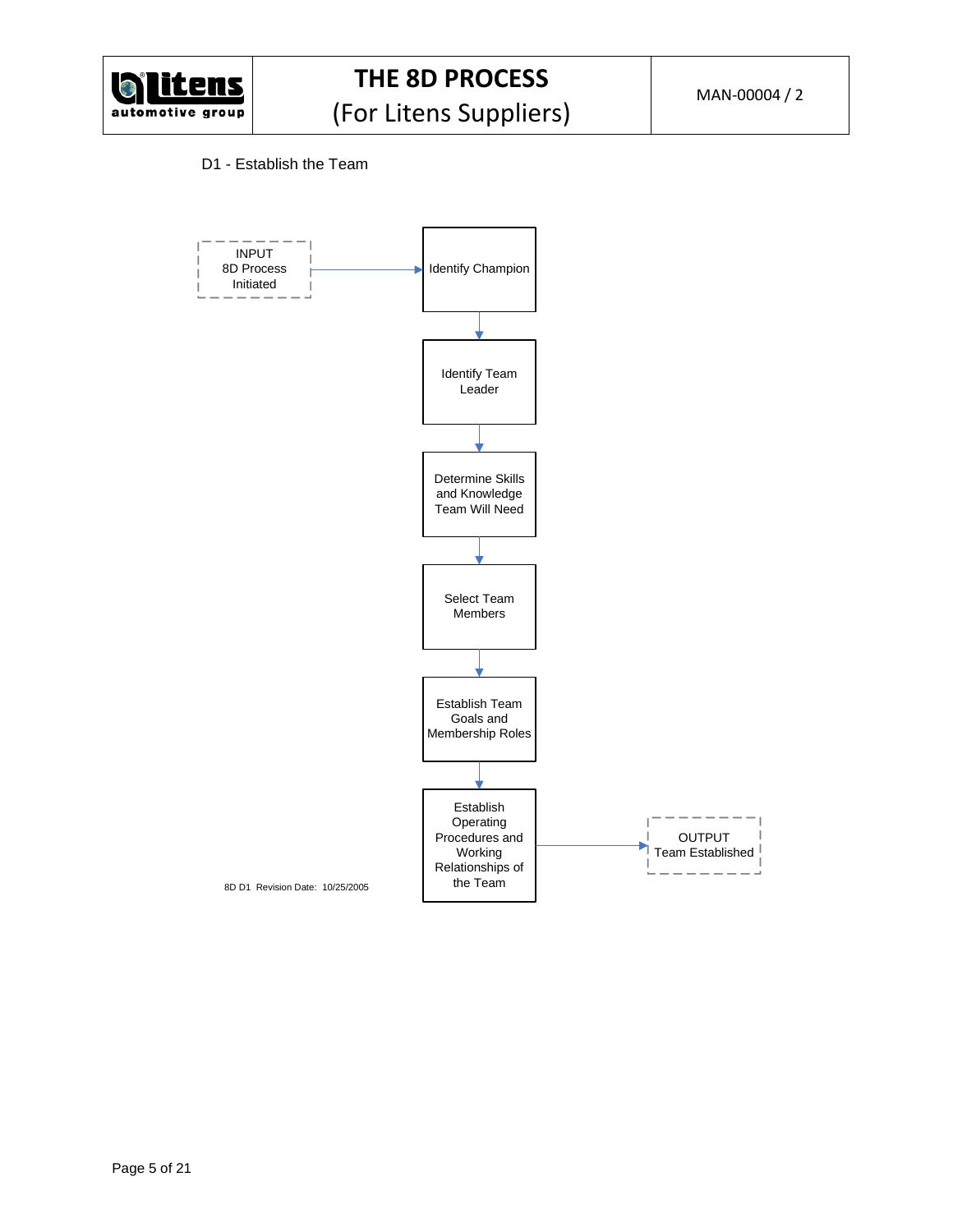## D1 - Establish the Team

INPUT
8D Process Initiated

→ Identify Champion

→ Identify Team Leader

→ Determine Skills and Knowledge Team Will Need

→ Select Team Members

→ Establish Team Goals and Membership Roles

→ Establish Operating Procedures and Working Relationships of the Team

→ OUTPUT
Team Established

8D D1 Revision Date: 10/25/2005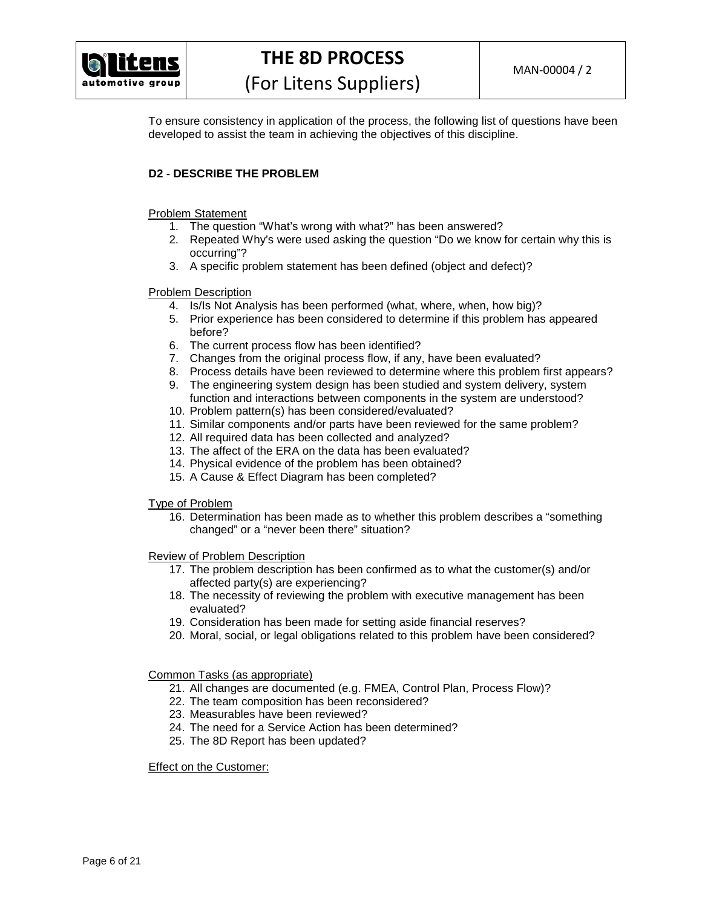To ensure consistency in application of the process, the following list of questions have been developed to assist the team in achieving the objectives of this discipline.

**D2 - DESCRIBE THE PROBLEM**

Problem Statement

1. The question "What's wrong with what?" has been answered?
2. Repeated Why's were used asking the question "Do we know for certain why this is occurring"?
3. A specific problem statement has been defined (object and defect)?

Problem Description

4. Is/Is Not Analysis has been performed (what, where, when, how big)?
5. Prior experience has been considered to determine if this problem has appeared before?
6. The current process flow has been identified?
7. Changes from the original process flow, if any, have been evaluated?
8. Process details have been reviewed to determine where this problem first appears?
9. The engineering system design has been studied and system delivery, system function and interactions between components in the system are understood?
10. Problem pattern(s) has been considered/evaluated?
11. Similar components and/or parts have been reviewed for the same problem?
12. All required data has been collected and analyzed?
13. The affect of the ERA on the data has been evaluated?
14. Physical evidence of the problem has been obtained?
15. A Cause & Effect Diagram has been completed?

Type of Problem

16. Determination has been made as to whether this problem describes a "something changed" or a "never been there" situation?

Review of Problem Description

17. The problem description has been confirmed as to what the customer(s) and/or affected party(s) are experiencing?
18. The necessity of reviewing the problem with executive management has been evaluated?
19. Consideration has been made for setting aside financial reserves?
20. Moral, social, or legal obligations related to this problem have been considered?

Common Tasks (as appropriate)

21. All changes are documented (e.g. FMEA, Control Plan, Process Flow)?
22. The team composition has been reconsidered?
23. Measurables have been reviewed?
24. The need for a Service Action has been determined?
25. The 8D Report has been updated?

Effect on the Customer: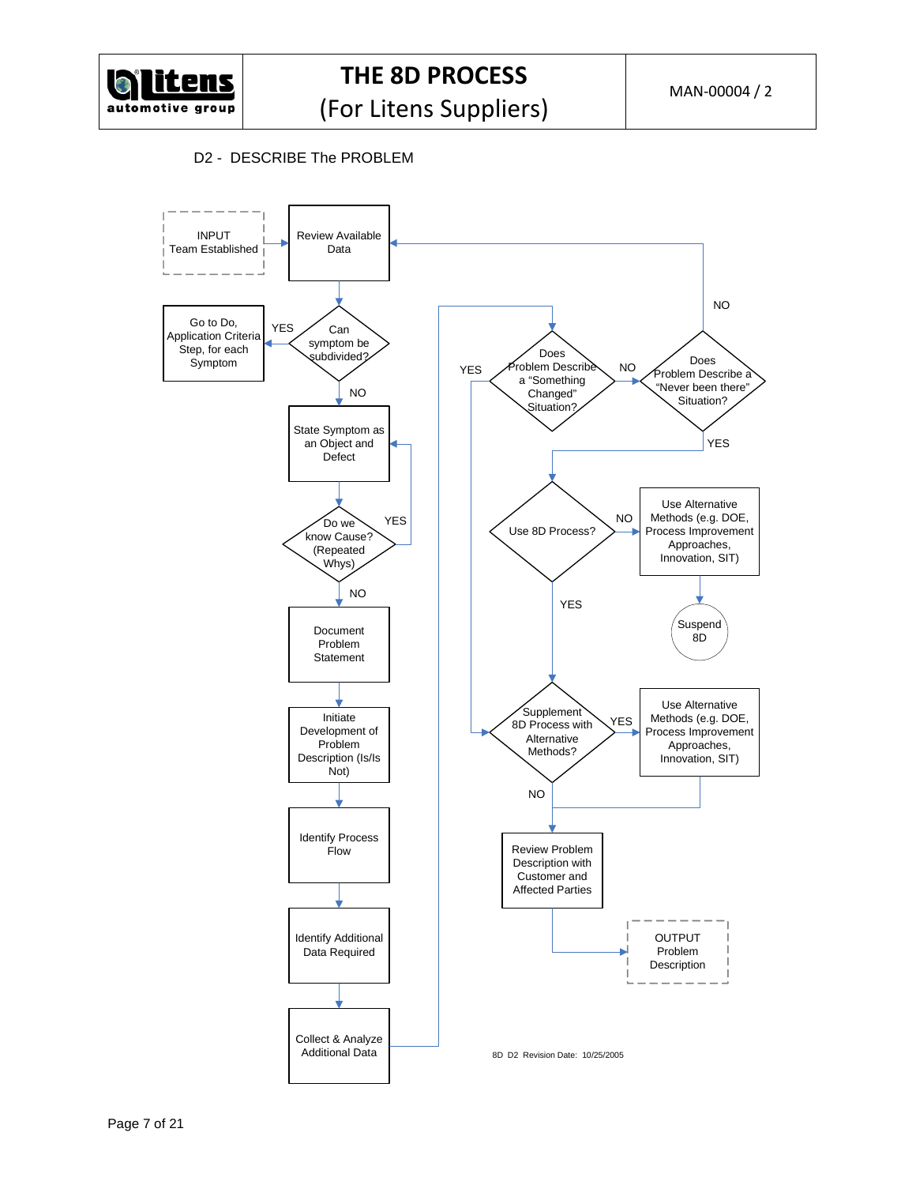## D2 - DESCRIBE The PROBLEM

INPUT
Team Established

Review Available Data

Can symptom be subdivided?

YES

Go to Do, Application Criteria Step, for each Symptom

NO

State Symptom as an Object and Defect

Do we know Cause? (Repeated Whys)

YES

NO

Document Problem Statement

Initiate Development of Problem Description (Is/Is Not)

Identify Process Flow

Identify Additional Data Required

Collect & Analyze Additional Data

Does Problem Describe a "Something Changed" Situation?

YES

NO

Does Problem Describe a "Never been there" Situation?

NO

YES

Use 8D Process?

NO

Use Alternative Methods (e.g. DOE, Process Improvement Approaches, Innovation, SIT)

Suspend 8D

YES

Supplement 8D Process with Alternative Methods?

YES

Use Alternative Methods (e.g. DOE, Process Improvement Approaches, Innovation, SIT)

NO

Review Problem Description with Customer and Affected Parties

OUTPUT
Problem Description

8D D2 Revision Date: 10/25/2005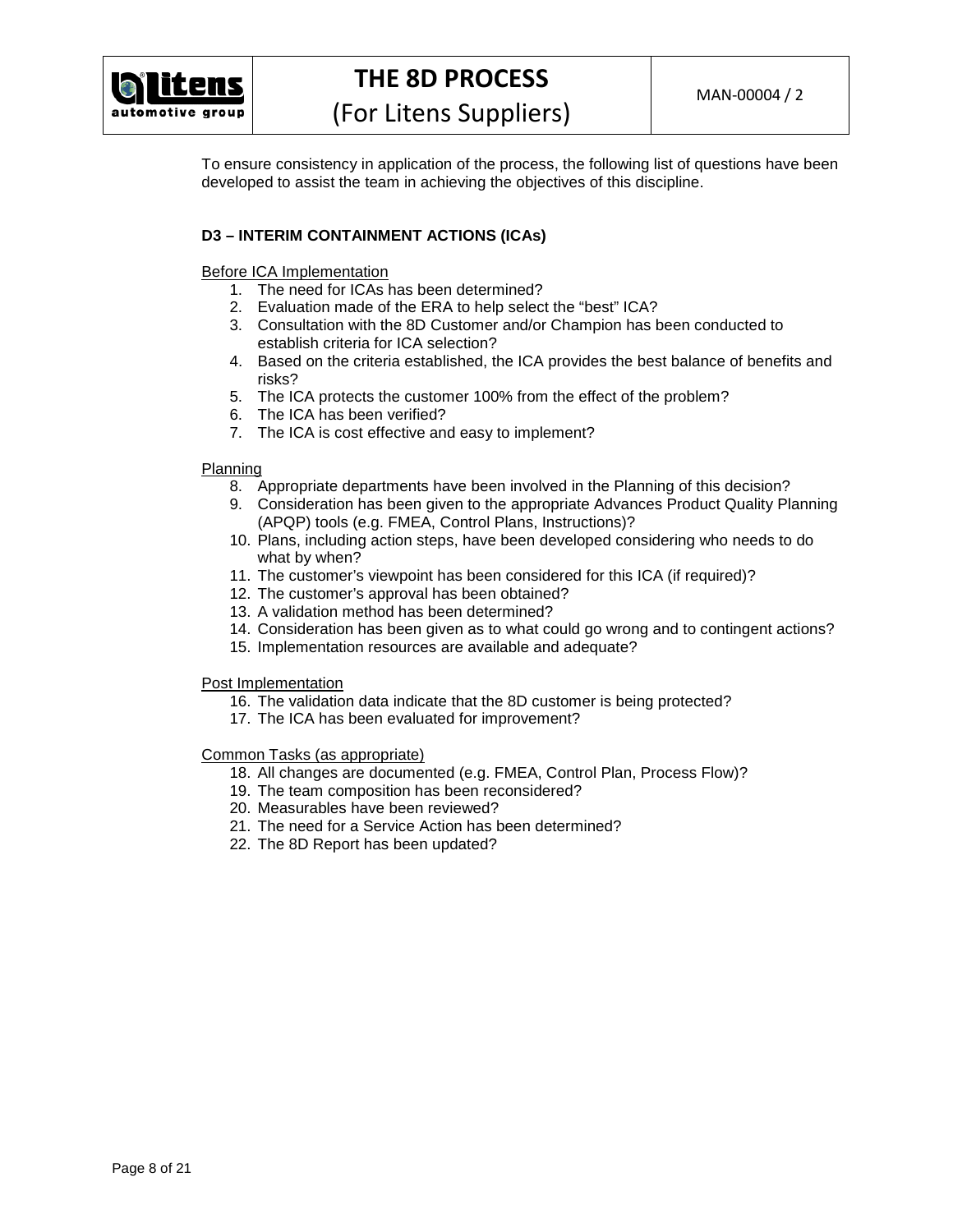To ensure consistency in application of the process, the following list of questions have been developed to assist the team in achieving the objectives of this discipline.

**D3 – INTERIM CONTAINMENT ACTIONS (ICAs)**

Before ICA Implementation

1. The need for ICAs has been determined?
2. Evaluation made of the ERA to help select the “best” ICA?
3. Consultation with the 8D Customer and/or Champion has been conducted to establish criteria for ICA selection?
4. Based on the criteria established, the ICA provides the best balance of benefits and risks?
5. The ICA protects the customer 100% from the effect of the problem?
6. The ICA has been verified?
7. The ICA is cost effective and easy to implement?

Planning

8. Appropriate departments have been involved in the Planning of this decision?
9. Consideration has been given to the appropriate Advances Product Quality Planning (APQP) tools (e.g. FMEA, Control Plans, Instructions)?
10. Plans, including action steps, have been developed considering who needs to do what by when?
11. The customer’s viewpoint has been considered for this ICA (if required)?
12. The customer’s approval has been obtained?
13. A validation method has been determined?
14. Consideration has been given as to what could go wrong and to contingent actions?
15. Implementation resources are available and adequate?

Post Implementation

16. The validation data indicate that the 8D customer is being protected?
17. The ICA has been evaluated for improvement?

Common Tasks (as appropriate)

18. All changes are documented (e.g. FMEA, Control Plan, Process Flow)?
19. The team composition has been reconsidered?
20. Measurables have been reviewed?
21. The need for a Service Action has been determined?
22. The 8D Report has been updated?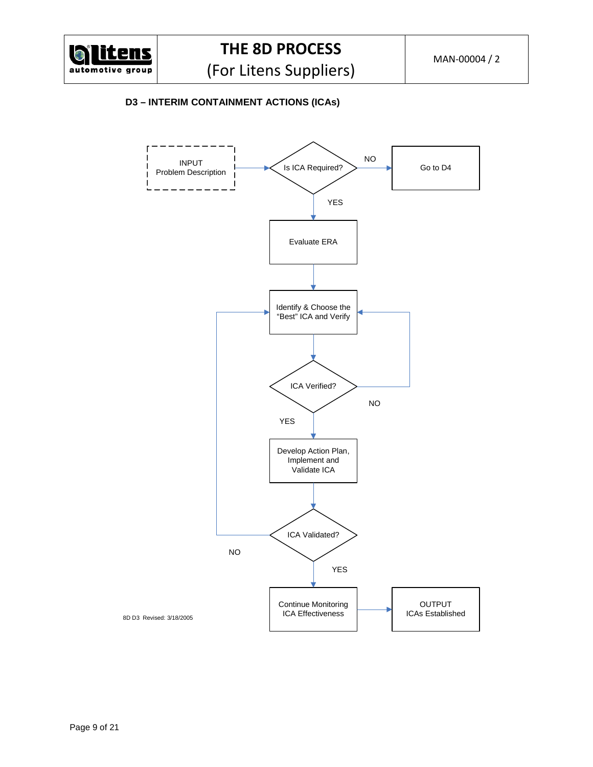## D3 – INTERIM CONTAINMENT ACTIONS (ICAs)

INPUT
Problem Description

Is ICA Required?

NO

Go to D4

YES

Evaluate ERA

Identify & Choose the "Best" ICA and Verify

ICA Verified?

NO

YES

Develop Action Plan, Implement and Validate ICA

ICA Validated?

NO

YES

Continue Monitoring ICA Effectiveness

OUTPUT
ICAs Established

8D D3 Revised: 3/18/2005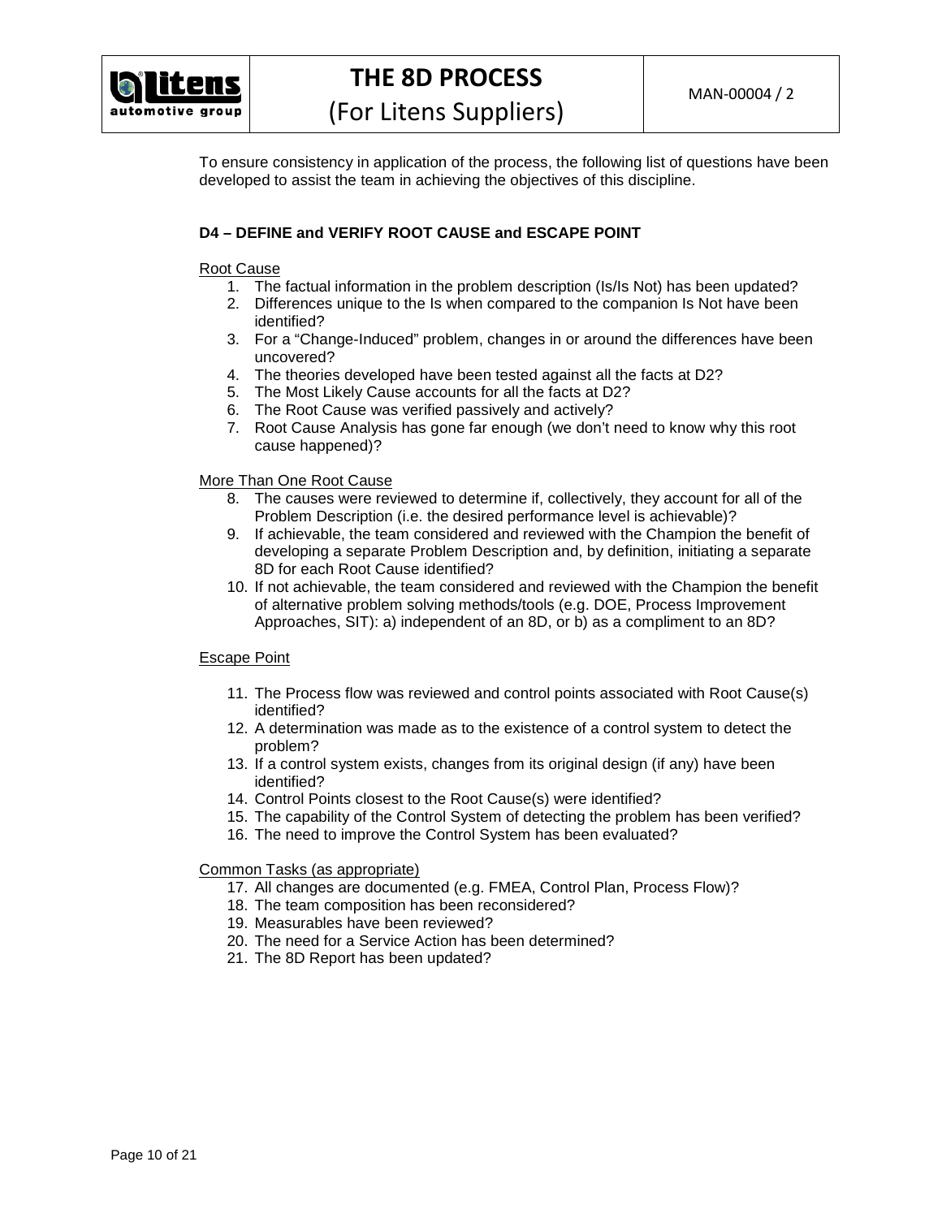To ensure consistency in application of the process, the following list of questions have been developed to assist the team in achieving the objectives of this discipline.

**D4 – DEFINE and VERIFY ROOT CAUSE and ESCAPE POINT**

Root Cause

1. The factual information in the problem description (Is/Is Not) has been updated?
2. Differences unique to the Is when compared to the companion Is Not have been identified?
3. For a "Change-Induced" problem, changes in or around the differences have been uncovered?
4. The theories developed have been tested against all the facts at D2?
5. The Most Likely Cause accounts for all the facts at D2?
6. The Root Cause was verified passively and actively?
7. Root Cause Analysis has gone far enough (we don't need to know why this root cause happened)?

More Than One Root Cause

8. The causes were reviewed to determine if, collectively, they account for all of the Problem Description (i.e. the desired performance level is achievable)?
9. If achievable, the team considered and reviewed with the Champion the benefit of developing a separate Problem Description and, by definition, initiating a separate 8D for each Root Cause identified?
10. If not achievable, the team considered and reviewed with the Champion the benefit of alternative problem solving methods/tools (e.g. DOE, Process Improvement Approaches, SIT): a) independent of an 8D, or b) as a compliment to an 8D?

Escape Point

11. The Process flow was reviewed and control points associated with Root Cause(s) identified?
12. A determination was made as to the existence of a control system to detect the problem?
13. If a control system exists, changes from its original design (if any) have been identified?
14. Control Points closest to the Root Cause(s) were identified?
15. The capability of the Control System of detecting the problem has been verified?
16. The need to improve the Control System has been evaluated?

Common Tasks (as appropriate)

17. All changes are documented (e.g. FMEA, Control Plan, Process Flow)?
18. The team composition has been reconsidered?
19. Measurables have been reviewed?
20. The need for a Service Action has been determined?
21. The 8D Report has been updated?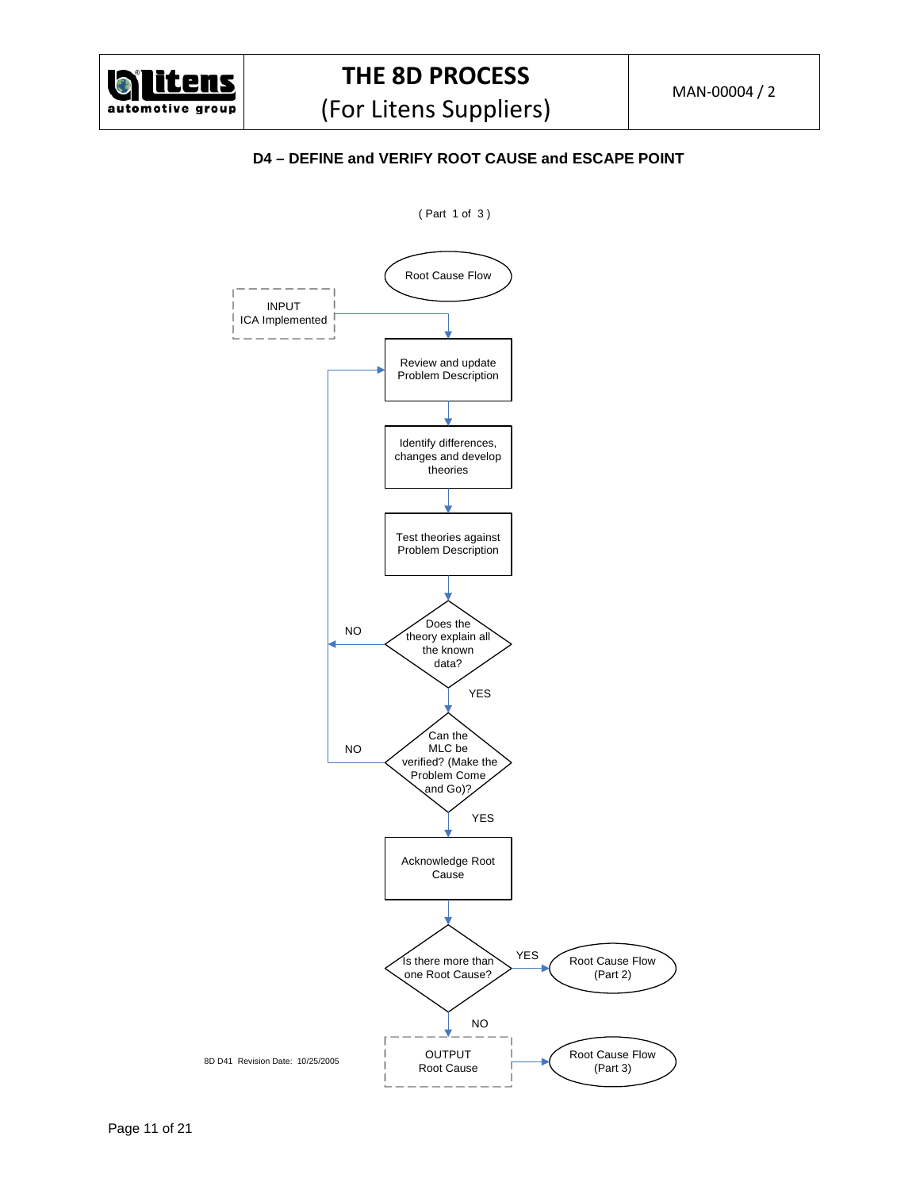## D4 – DEFINE and VERIFY ROOT CAUSE and ESCAPE POINT

( Part 1 of 3 )

Root Cause Flow

INPUT
ICA Implemented

Review and update Problem Description

Identify differences, changes and develop theories

Test theories against Problem Description

Does the theory explain all the known data?

NO

YES

Can the MLC be verified? (Make the Problem Come and Go)?

NO

YES

Acknowledge Root Cause

Is there more than one Root Cause?

YES

Root Cause Flow (Part 2)

NO

OUTPUT
Root Cause

Root Cause Flow (Part 3)

8D D41 Revision Date: 10/25/2005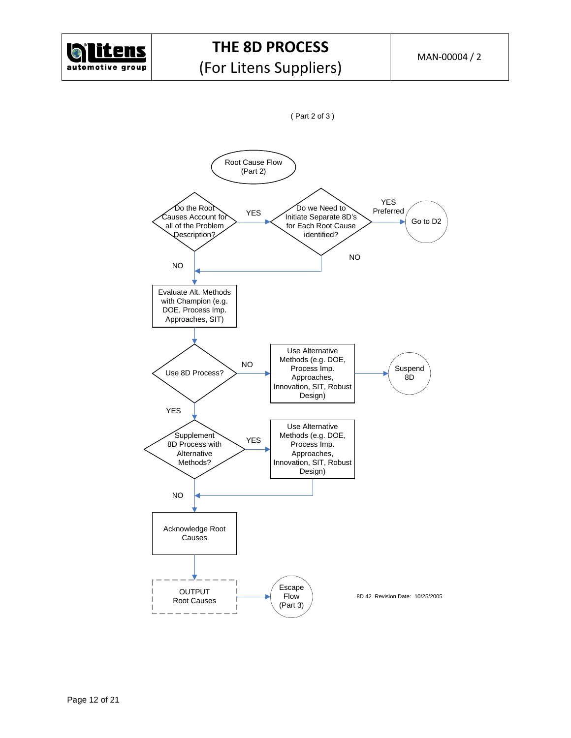( Part 2 of 3 )

Root Cause Flow
(Part 2)

Do the Root Causes Account for all of the Problem Description?

YES

Do we Need to Initiate Separate 8D's for Each Root Cause identified?

YES Preferred

Go to D2

NO

NO

Evaluate Alt. Methods with Champion (e.g. DOE, Process Imp. Approaches, SIT)

Use 8D Process?

NO

Use Alternative Methods (e.g. DOE, Process Imp. Approaches, Innovation, SIT, Robust Design)

Suspend 8D

YES

Supplement 8D Process with Alternative Methods?

YES

Use Alternative Methods (e.g. DOE, Process Imp. Approaches, Innovation, SIT, Robust Design)

NO

Acknowledge Root Causes

OUTPUT
Root Causes

Escape Flow
(Part 3)

8D 42 Revision Date: 10/25/2005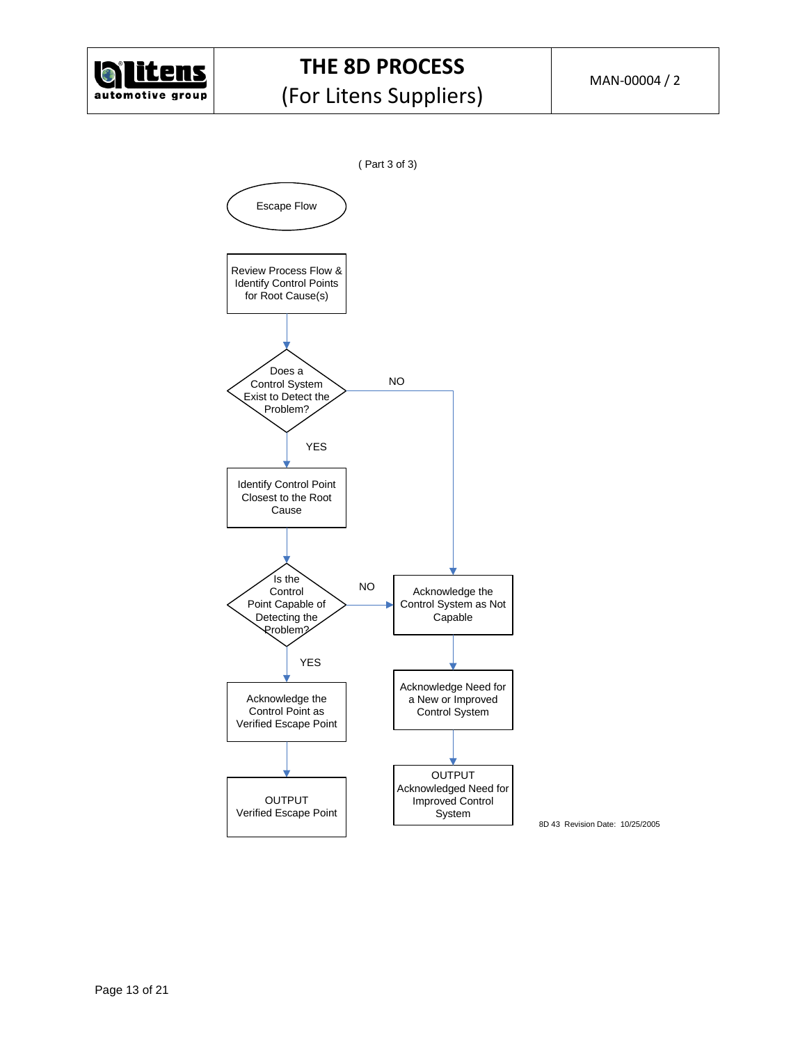( Part 3 of 3)

Escape Flow

Review Process Flow & Identify Control Points for Root Cause(s)

Does a Control System Exist to Detect the Problem?

- YES → Identify Control Point Closest to the Root Cause
- NO → Acknowledge the Control System as Not Capable

Is the Control Point Capable of Detecting the Problem?

- YES → Acknowledge the Control Point as Verified Escape Point → OUTPUT Verified Escape Point
- NO → Acknowledge the Control System as Not Capable → Acknowledge Need for a New or Improved Control System → OUTPUT Acknowledged Need for Improved Control System

8D 43 Revision Date: 10/25/2005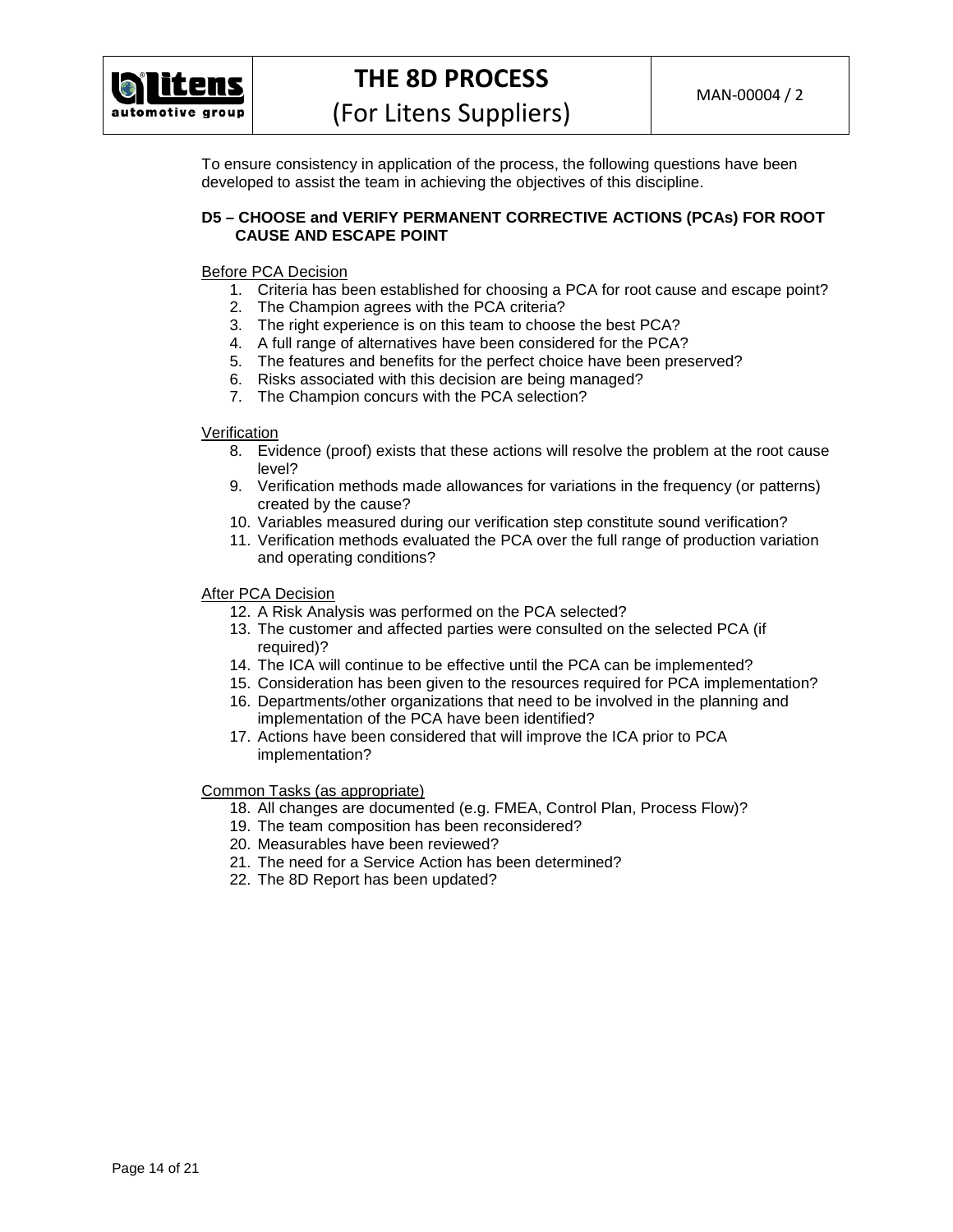To ensure consistency in application of the process, the following questions have been developed to assist the team in achieving the objectives of this discipline.

**D5 – CHOOSE and VERIFY PERMANENT CORRECTIVE ACTIONS (PCAs) FOR ROOT CAUSE AND ESCAPE POINT**

Before PCA Decision

1. Criteria has been established for choosing a PCA for root cause and escape point?
2. The Champion agrees with the PCA criteria?
3. The right experience is on this team to choose the best PCA?
4. A full range of alternatives have been considered for the PCA?
5. The features and benefits for the perfect choice have been preserved?
6. Risks associated with this decision are being managed?
7. The Champion concurs with the PCA selection?

Verification

8. Evidence (proof) exists that these actions will resolve the problem at the root cause level?
9. Verification methods made allowances for variations in the frequency (or patterns) created by the cause?
10. Variables measured during our verification step constitute sound verification?
11. Verification methods evaluated the PCA over the full range of production variation and operating conditions?

After PCA Decision

12. A Risk Analysis was performed on the PCA selected?
13. The customer and affected parties were consulted on the selected PCA (if required)?
14. The ICA will continue to be effective until the PCA can be implemented?
15. Consideration has been given to the resources required for PCA implementation?
16. Departments/other organizations that need to be involved in the planning and implementation of the PCA have been identified?
17. Actions have been considered that will improve the ICA prior to PCA implementation?

Common Tasks (as appropriate)

18. All changes are documented (e.g. FMEA, Control Plan, Process Flow)?
19. The team composition has been reconsidered?
20. Measurables have been reviewed?
21. The need for a Service Action has been determined?
22. The 8D Report has been updated?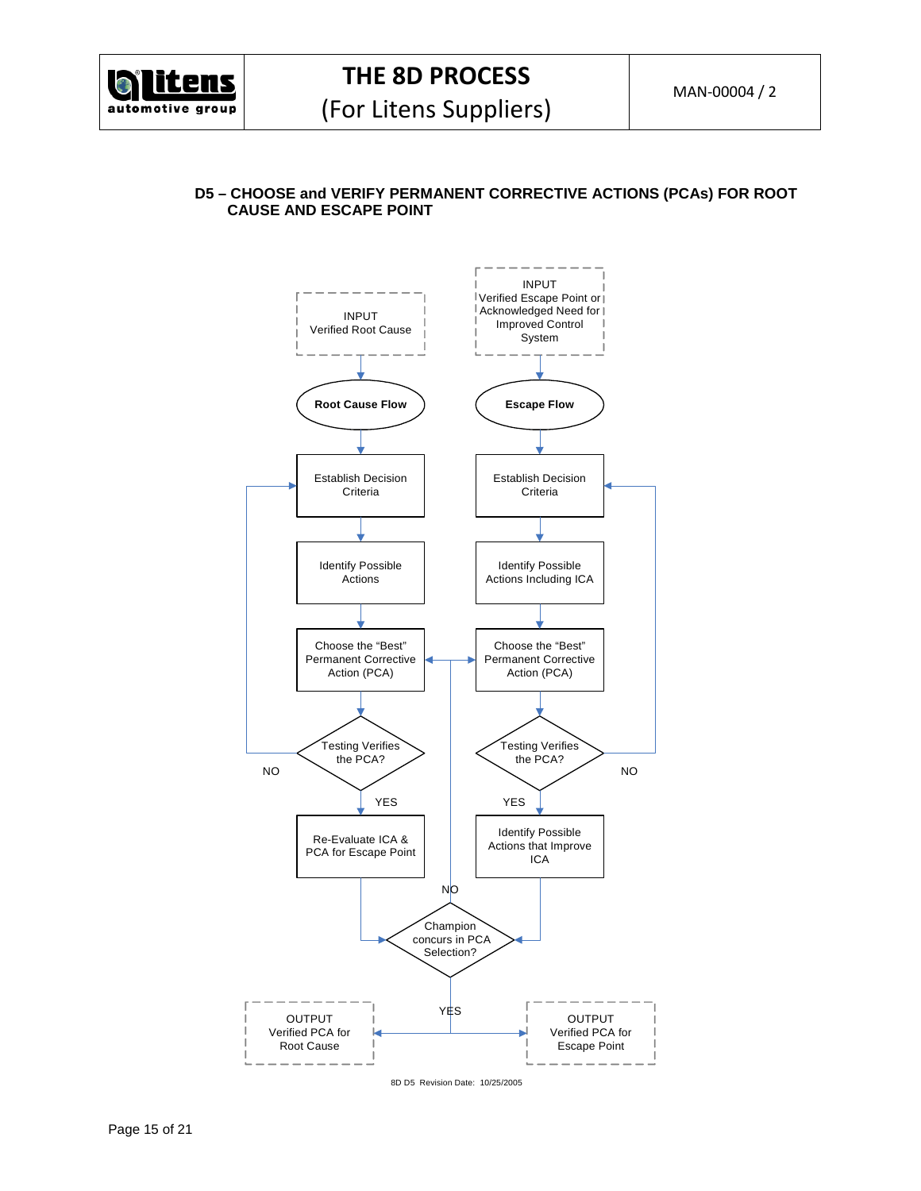## D5 – CHOOSE and VERIFY PERMANENT CORRECTIVE ACTIONS (PCAs) FOR ROOT CAUSE AND ESCAPE POINT

INPUT
Verified Root Cause

INPUT
Verified Escape Point or Acknowledged Need for Improved Control System

**Root Cause Flow**

**Escape Flow**

Establish Decision Criteria

Establish Decision Criteria

Identify Possible Actions

Identify Possible Actions Including ICA

Choose the "Best" Permanent Corrective Action (PCA)

Choose the "Best" Permanent Corrective Action (PCA)

Testing Verifies the PCA?

NO

Testing Verifies the PCA?

NO

YES

YES

Re-Evaluate ICA & PCA for Escape Point

Identify Possible Actions that Improve ICA

NO

Champion concurs in PCA Selection?

YES

OUTPUT
Verified PCA for Root Cause

OUTPUT
Verified PCA for Escape Point

8D D5 Revision Date: 10/25/2005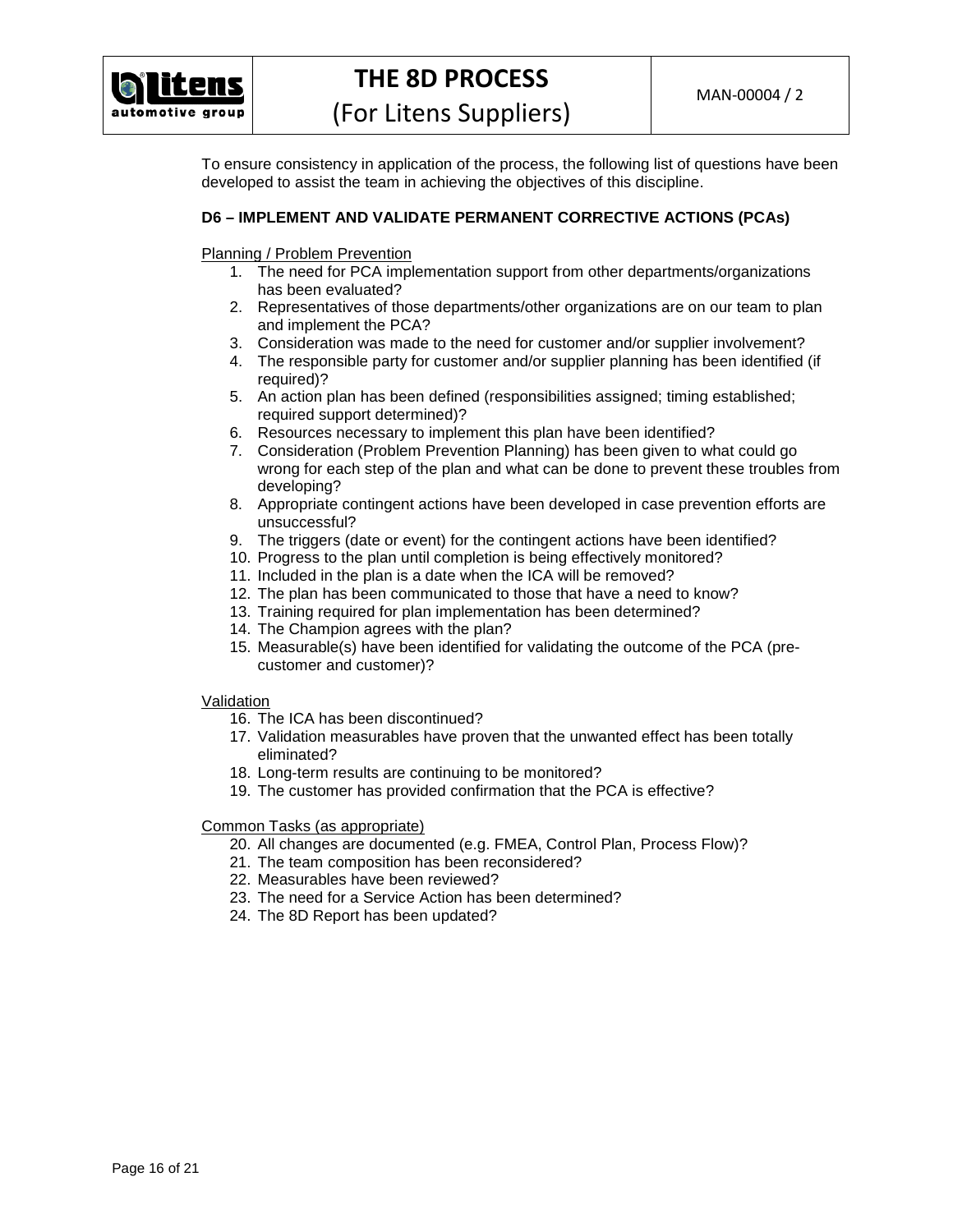To ensure consistency in application of the process, the following list of questions have been developed to assist the team in achieving the objectives of this discipline.

**D6 – IMPLEMENT AND VALIDATE PERMANENT CORRECTIVE ACTIONS (PCAs)**

Planning / Problem Prevention

1. The need for PCA implementation support from other departments/organizations has been evaluated?
2. Representatives of those departments/other organizations are on our team to plan and implement the PCA?
3. Consideration was made to the need for customer and/or supplier involvement?
4. The responsible party for customer and/or supplier planning has been identified (if required)?
5. An action plan has been defined (responsibilities assigned; timing established; required support determined)?
6. Resources necessary to implement this plan have been identified?
7. Consideration (Problem Prevention Planning) has been given to what could go wrong for each step of the plan and what can be done to prevent these troubles from developing?
8. Appropriate contingent actions have been developed in case prevention efforts are unsuccessful?
9. The triggers (date or event) for the contingent actions have been identified?
10. Progress to the plan until completion is being effectively monitored?
11. Included in the plan is a date when the ICA will be removed?
12. The plan has been communicated to those that have a need to know?
13. Training required for plan implementation has been determined?
14. The Champion agrees with the plan?
15. Measurable(s) have been identified for validating the outcome of the PCA (pre-customer and customer)?

Validation

16. The ICA has been discontinued?
17. Validation measurables have proven that the unwanted effect has been totally eliminated?
18. Long-term results are continuing to be monitored?
19. The customer has provided confirmation that the PCA is effective?

Common Tasks (as appropriate)

20. All changes are documented (e.g. FMEA, Control Plan, Process Flow)?
21. The team composition has been reconsidered?
22. Measurables have been reviewed?
23. The need for a Service Action has been determined?
24. The 8D Report has been updated?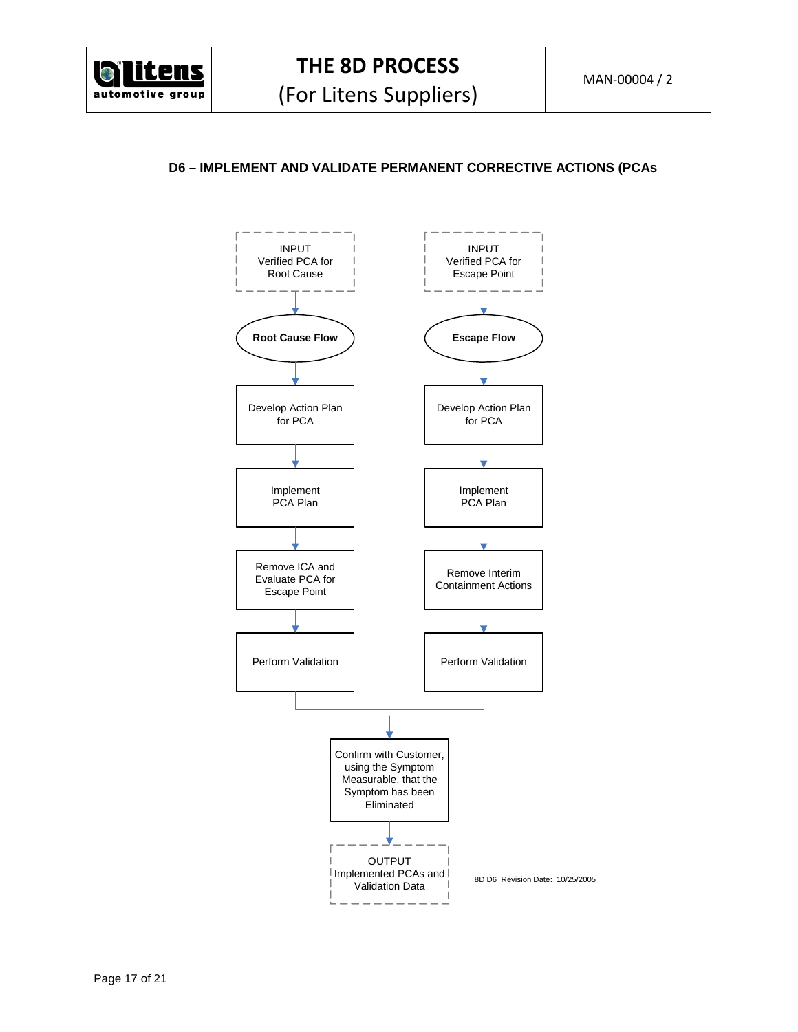## D6 – IMPLEMENT AND VALIDATE PERMANENT CORRECTIVE ACTIONS (PCAs

INPUT
Verified PCA for
Root Cause

**Root Cause Flow**

Develop Action Plan
for PCA

Implement
PCA Plan

Remove ICA and
Evaluate PCA for
Escape Point

Perform Validation

INPUT
Verified PCA for
Escape Point

**Escape Flow**

Develop Action Plan
for PCA

Implement
PCA Plan

Remove Interim
Containment Actions

Perform Validation

Confirm with Customer,
using the Symptom
Measurable, that the
Symptom has been
Eliminated

OUTPUT
Implemented PCAs and
Validation Data

8D D6 Revision Date: 10/25/2005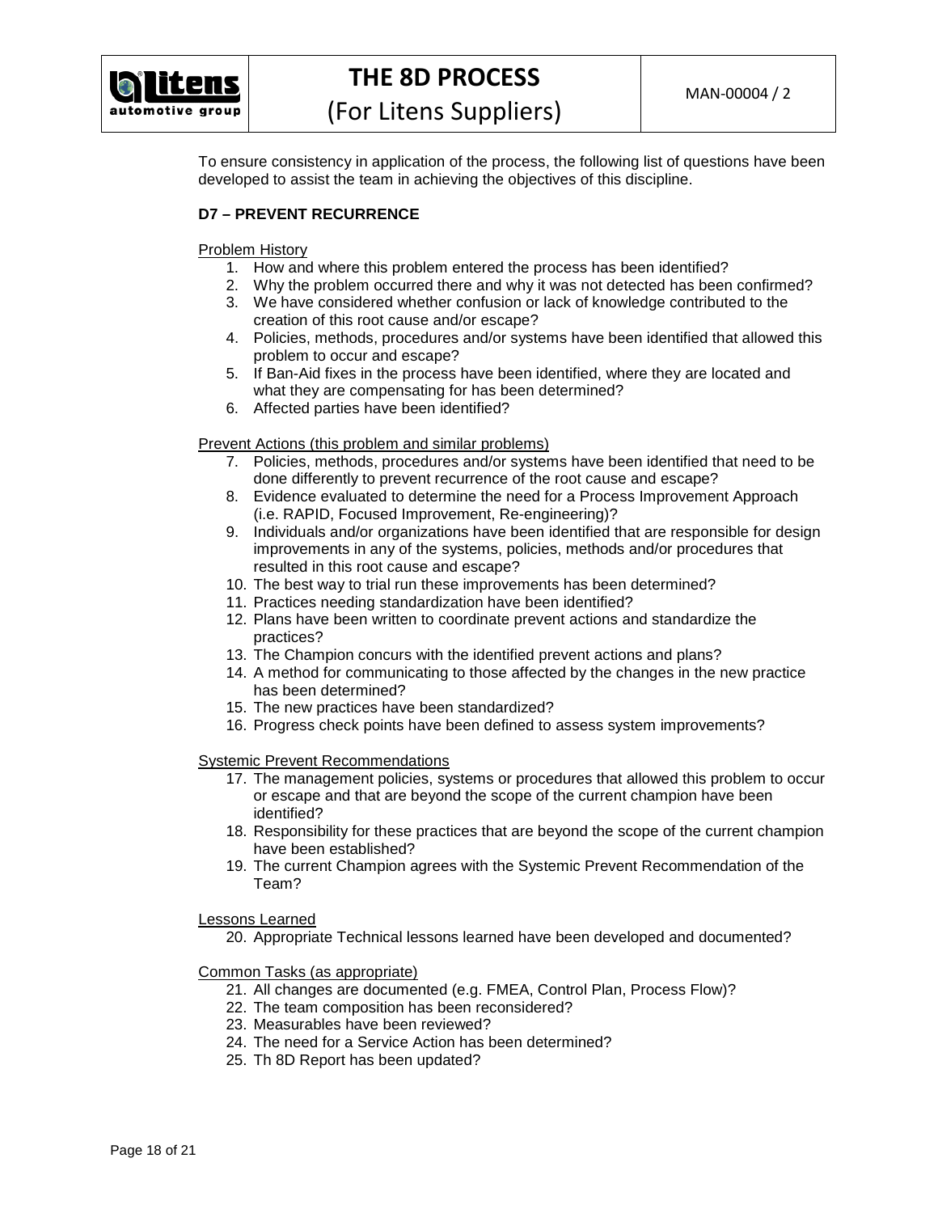To ensure consistency in application of the process, the following list of questions have been developed to assist the team in achieving the objectives of this discipline.

**D7 – PREVENT RECURRENCE**

Problem History

1. How and where this problem entered the process has been identified?
2. Why the problem occurred there and why it was not detected has been confirmed?
3. We have considered whether confusion or lack of knowledge contributed to the creation of this root cause and/or escape?
4. Policies, methods, procedures and/or systems have been identified that allowed this problem to occur and escape?
5. If Ban-Aid fixes in the process have been identified, where they are located and what they are compensating for has been determined?
6. Affected parties have been identified?

Prevent Actions (this problem and similar problems)

7. Policies, methods, procedures and/or systems have been identified that need to be done differently to prevent recurrence of the root cause and escape?
8. Evidence evaluated to determine the need for a Process Improvement Approach (i.e. RAPID, Focused Improvement, Re-engineering)?
9. Individuals and/or organizations have been identified that are responsible for design improvements in any of the systems, policies, methods and/or procedures that resulted in this root cause and escape?
10. The best way to trial run these improvements has been determined?
11. Practices needing standardization have been identified?
12. Plans have been written to coordinate prevent actions and standardize the practices?
13. The Champion concurs with the identified prevent actions and plans?
14. A method for communicating to those affected by the changes in the new practice has been determined?
15. The new practices have been standardized?
16. Progress check points have been defined to assess system improvements?

Systemic Prevent Recommendations

17. The management policies, systems or procedures that allowed this problem to occur or escape and that are beyond the scope of the current champion have been identified?
18. Responsibility for these practices that are beyond the scope of the current champion have been established?
19. The current Champion agrees with the Systemic Prevent Recommendation of the Team?

Lessons Learned

20. Appropriate Technical lessons learned have been developed and documented?

Common Tasks (as appropriate)

21. All changes are documented (e.g. FMEA, Control Plan, Process Flow)?
22. The team composition has been reconsidered?
23. Measurables have been reviewed?
24. The need for a Service Action has been determined?
25. Th 8D Report has been updated?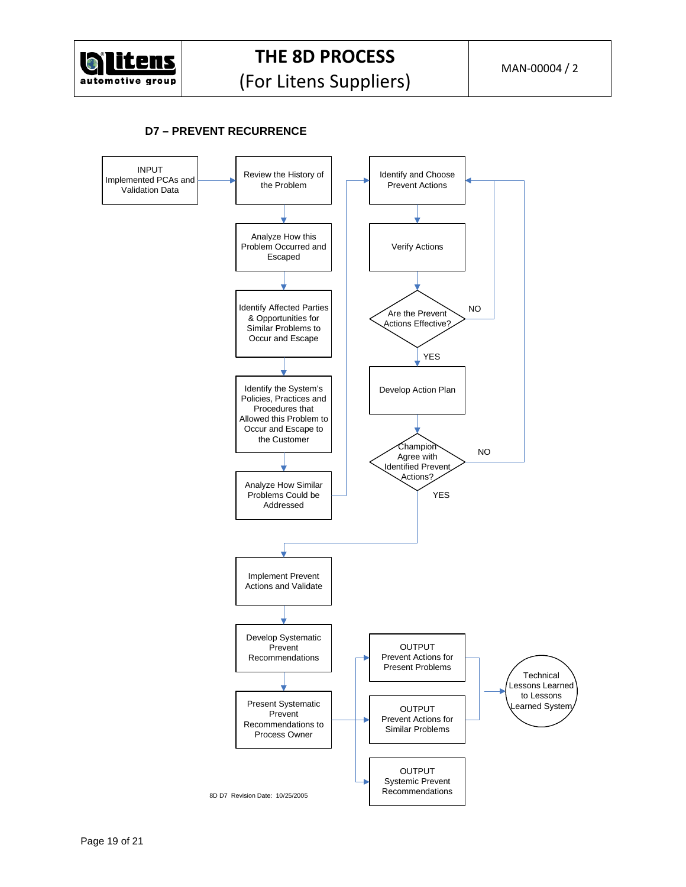## D7 – PREVENT RECURRENCE

INPUT
Implemented PCAs and Validation Data

Review the History of the Problem

Analyze How this Problem Occurred and Escaped

Identify Affected Parties & Opportunities for Similar Problems to Occur and Escape

Identify the System's Policies, Practices and Procedures that Allowed this Problem to Occur and Escape to the Customer

Analyze How Similar Problems Could be Addressed

Identify and Choose Prevent Actions

Verify Actions

Are the Prevent Actions Effective?

NO

YES

Develop Action Plan

Champion Agree with Identified Prevent Actions?

NO

YES

Implement Prevent Actions and Validate

Develop Systematic Prevent Recommendations

Present Systematic Prevent Recommendations to Process Owner

OUTPUT
Prevent Actions for Present Problems

OUTPUT
Prevent Actions for Similar Problems

OUTPUT
Systemic Prevent Recommendations

Technical Lessons Learned to Lessons Learned System

8D D7 Revision Date: 10/25/2005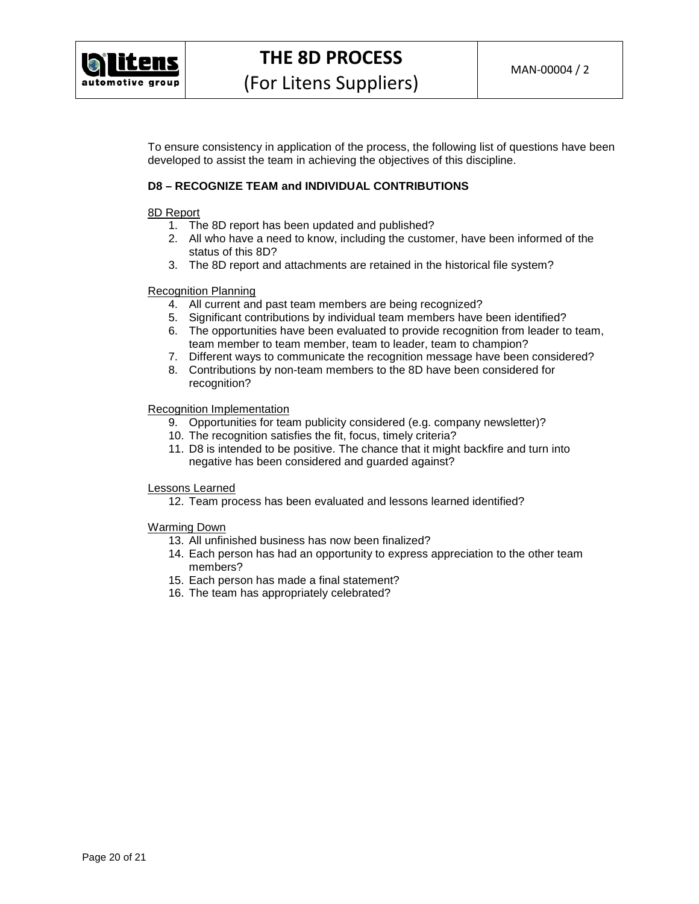To ensure consistency in application of the process, the following list of questions have been developed to assist the team in achieving the objectives of this discipline.

**D8 – RECOGNIZE TEAM and INDIVIDUAL CONTRIBUTIONS**

8D Report

1. The 8D report has been updated and published?
2. All who have a need to know, including the customer, have been informed of the status of this 8D?
3. The 8D report and attachments are retained in the historical file system?

Recognition Planning

4. All current and past team members are being recognized?
5. Significant contributions by individual team members have been identified?
6. The opportunities have been evaluated to provide recognition from leader to team, team member to team member, team to leader, team to champion?
7. Different ways to communicate the recognition message have been considered?
8. Contributions by non-team members to the 8D have been considered for recognition?

Recognition Implementation

9. Opportunities for team publicity considered (e.g. company newsletter)?
10. The recognition satisfies the fit, focus, timely criteria?
11. D8 is intended to be positive. The chance that it might backfire and turn into negative has been considered and guarded against?

Lessons Learned

12. Team process has been evaluated and lessons learned identified?

Warming Down

13. All unfinished business has now been finalized?
14. Each person has had an opportunity to express appreciation to the other team members?
15. Each person has made a final statement?
16. The team has appropriately celebrated?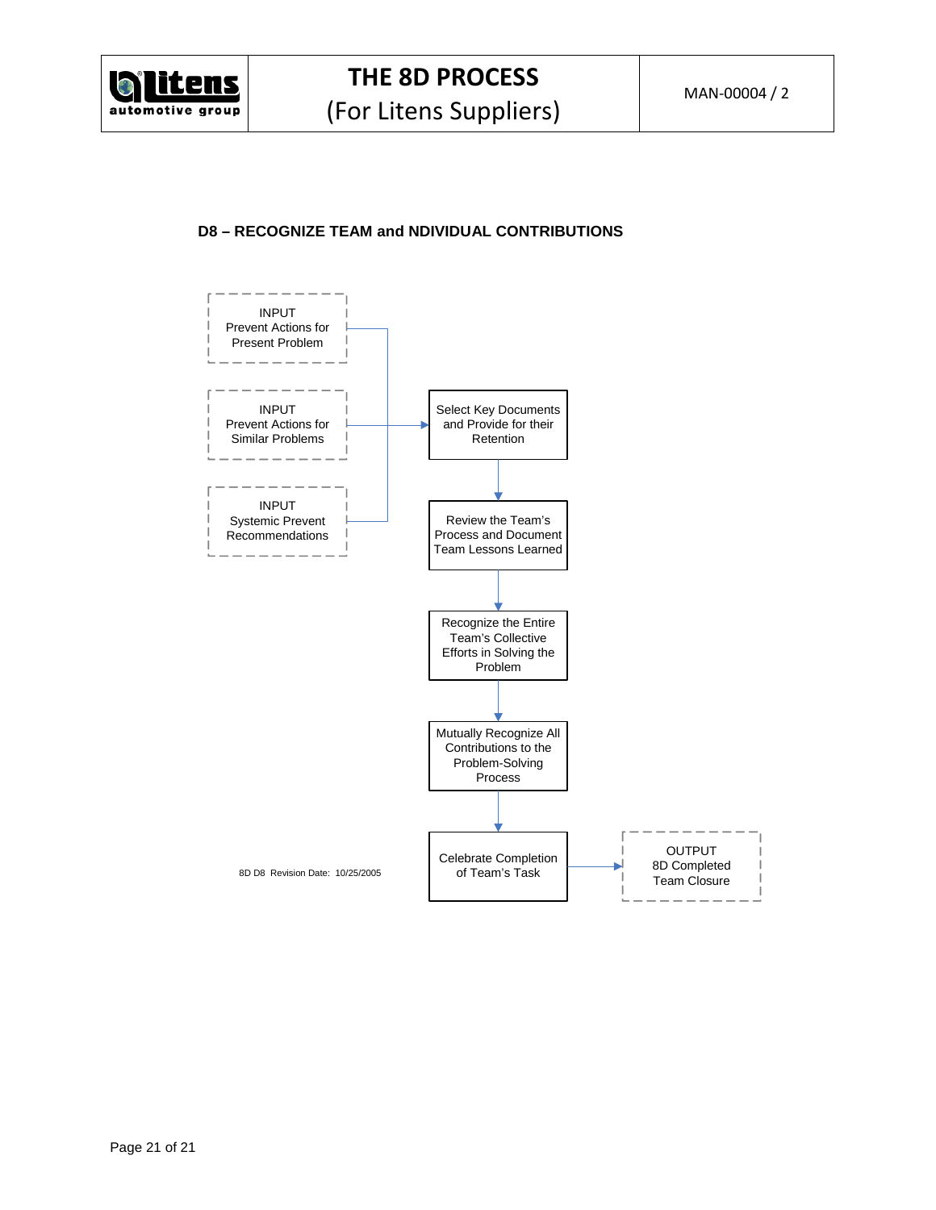## D8 – RECOGNIZE TEAM and NDIVIDUAL CONTRIBUTIONS

INPUT
Prevent Actions for Present Problem

INPUT
Prevent Actions for Similar Problems

INPUT
Systemic Prevent Recommendations

Select Key Documents and Provide for their Retention

Review the Team's Process and Document Team Lessons Learned

Recognize the Entire Team's Collective Efforts in Solving the Problem

Mutually Recognize All Contributions to the Problem-Solving Process

Celebrate Completion of Team's Task

OUTPUT
8D Completed
Team Closure

8D D8 Revision Date: 10/25/2005